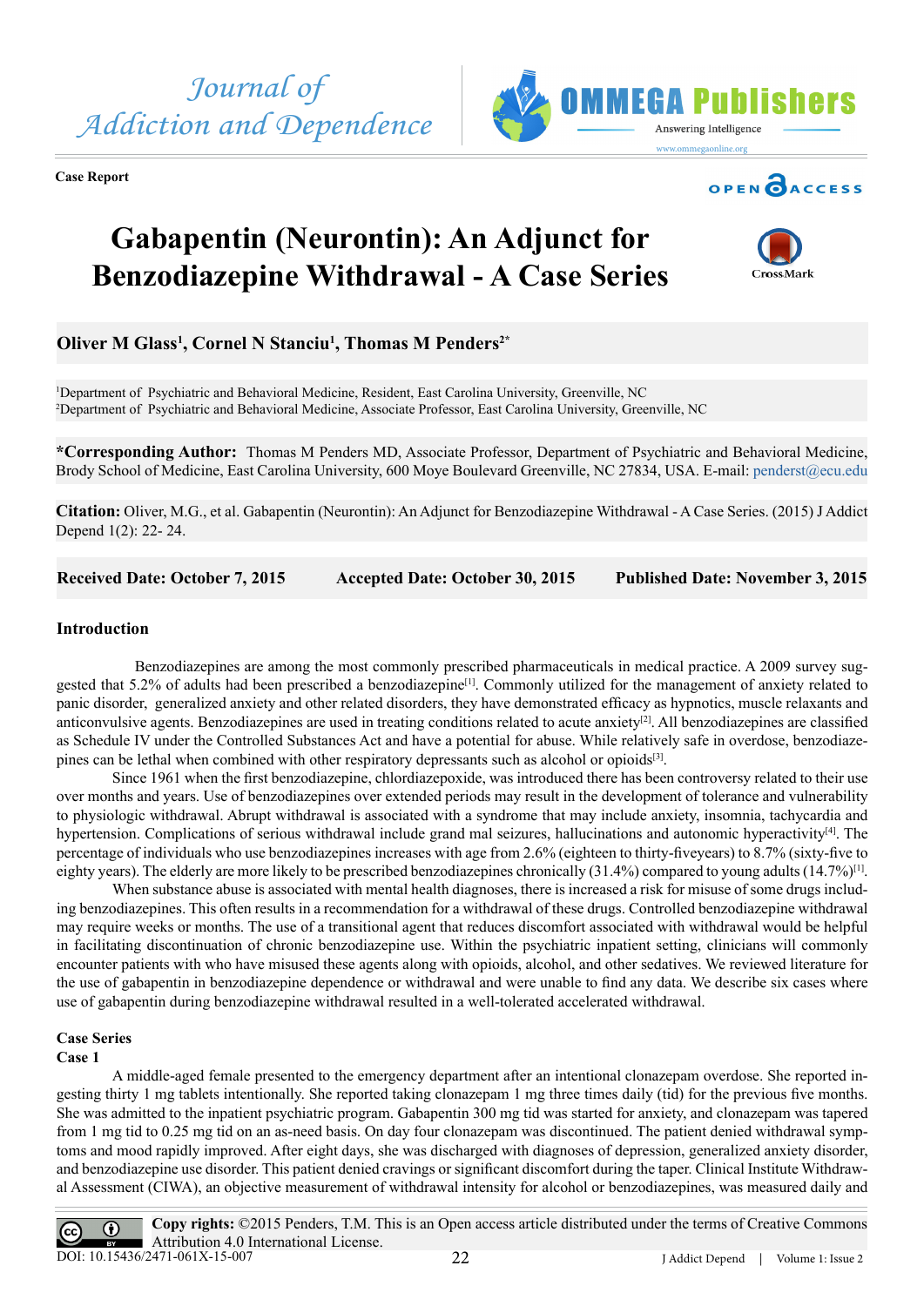Case Report

# Gabapentin (Neurontin): An Adjunct for Benzodiazepine Withdrawal - A Case Series

**Oliver M Glass[1], Cornel N Stanciu[1], Thomas M Penders[2*]**

[1]Department of Psychiatric and Behavioral Medicine, Resident, East Carolina University, Greenville, NC
[2]Department of Psychiatric and Behavioral Medicine, Associate Professor, East Carolina University, Greenville, NC

***Corresponding Author:** Thomas M Penders MD, Associate Professor, Department of Psychiatric and Behavioral Medicine, Brody School of Medicine, East Carolina University, 600 Moye Boulevard Greenville, NC 27834, USA. E-mail: penderst@ecu.edu

**Citation:** Oliver, M.G., et al. Gabapentin (Neurontin): An Adjunct for Benzodiazepine Withdrawal - A Case Series. (2015) J Addict Depend 1(2): 22- 24.

**Received Date: October 7, 2015** | **Accepted Date: October 30, 2015** | **Published Date: November 3, 2015**

## Introduction

Benzodiazepines are among the most commonly prescribed pharmaceuticals in medical practice. A 2009 survey suggested that 5.2% of adults had been prescribed a benzodiazepine[1]. Commonly utilized for the management of anxiety related to panic disorder, generalized anxiety and other related disorders, they have demonstrated efficacy as hypnotics, muscle relaxants and anticonvulsive agents. Benzodiazepines are used in treating conditions related to acute anxiety[2]. All benzodiazepines are classified as Schedule IV under the Controlled Substances Act and have a potential for abuse. While relatively safe in overdose, benzodiazepines can be lethal when combined with other respiratory depressants such as alcohol or opioids[3].

Since 1961 when the first benzodiazepine, chlordiazepoxide, was introduced there has been controversy related to their use over months and years. Use of benzodiazepines over extended periods may result in the development of tolerance and vulnerability to physiologic withdrawal. Abrupt withdrawal is associated with a syndrome that may include anxiety, insomnia, tachycardia and hypertension. Complications of serious withdrawal include grand mal seizures, hallucinations and autonomic hyperactivity[4]. The percentage of individuals who use benzodiazepines increases with age from 2.6% (eighteen to thirty-fiveyears) to 8.7% (sixty-five to eighty years). The elderly are more likely to be prescribed benzodiazepines chronically (31.4%) compared to young adults (14.7%)[1].

When substance abuse is associated with mental health diagnoses, there is increased a risk for misuse of some drugs including benzodiazepines. This often results in a recommendation for a withdrawal of these drugs. Controlled benzodiazepine withdrawal may require weeks or months. The use of a transitional agent that reduces discomfort associated with withdrawal would be helpful in facilitating discontinuation of chronic benzodiazepine use. Within the psychiatric inpatient setting, clinicians will commonly encounter patients with who have misused these agents along with opioids, alcohol, and other sedatives. We reviewed literature for the use of gabapentin in benzodiazepine dependence or withdrawal and were unable to find any data. We describe six cases where use of gabapentin during benzodiazepine withdrawal resulted in a well-tolerated accelerated withdrawal.

## Case Series

### Case 1

A middle-aged female presented to the emergency department after an intentional clonazepam overdose. She reported ingesting thirty 1 mg tablets intentionally. She reported taking clonazepam 1 mg three times daily (tid) for the previous five months. She was admitted to the inpatient psychiatric program. Gabapentin 300 mg tid was started for anxiety, and clonazepam was tapered from 1 mg tid to 0.25 mg tid on an as-need basis. On day four clonazepam was discontinued. The patient denied withdrawal symptoms and mood rapidly improved. After eight days, she was discharged with diagnoses of depression, generalized anxiety disorder, and benzodiazepine use disorder. This patient denied cravings or significant discomfort during the taper. Clinical Institute Withdrawal Assessment (CIWA), an objective measurement of withdrawal intensity for alcohol or benzodiazepines, was measured daily and

**Copy rights:** ©2015 Penders, T.M. This is an Open access article distributed under the terms of Creative Commons Attribution 4.0 International License.

DOI: 10.15436/2471-061X-15-007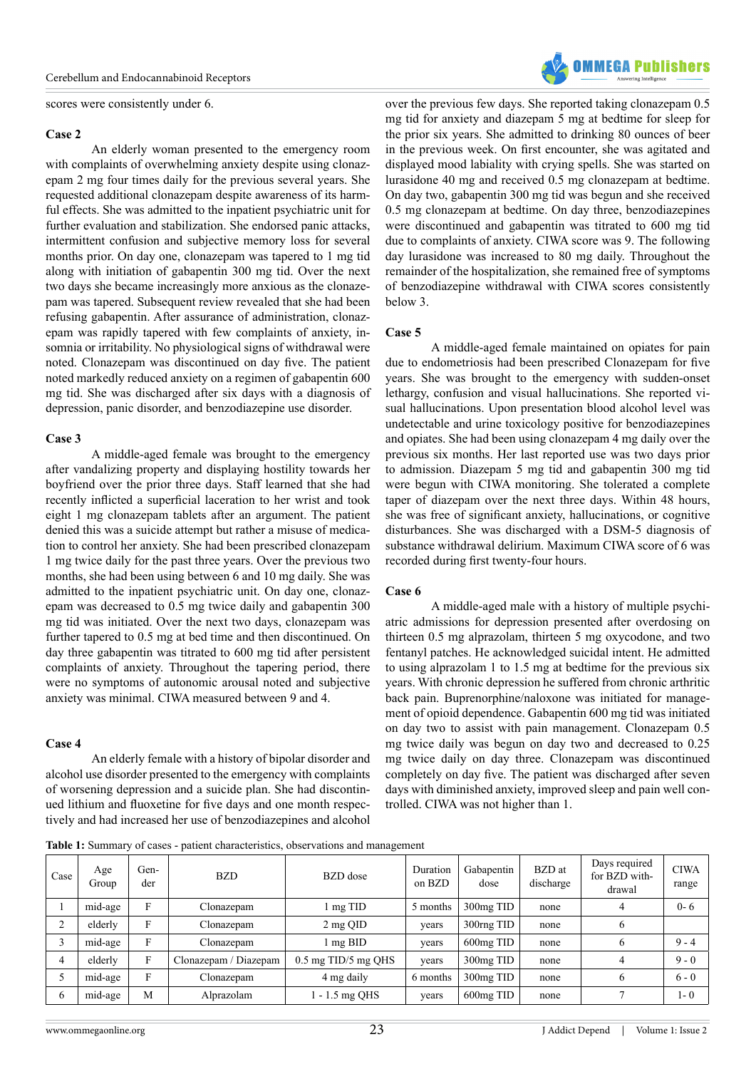scores were consistently under 6.

**Case 2**

An elderly woman presented to the emergency room with complaints of overwhelming anxiety despite using clonazepam 2 mg four times daily for the previous several years. She requested additional clonazepam despite awareness of its harmful effects. She was admitted to the inpatient psychiatric unit for further evaluation and stabilization. She endorsed panic attacks, intermittent confusion and subjective memory loss for several months prior. On day one, clonazepam was tapered to 1 mg tid along with initiation of gabapentin 300 mg tid. Over the next two days she became increasingly more anxious as the clonazepam was tapered. Subsequent review revealed that she had been refusing gabapentin. After assurance of administration, clonazepam was rapidly tapered with few complaints of anxiety, insomnia or irritability. No physiological signs of withdrawal were noted. Clonazepam was discontinued on day five. The patient noted markedly reduced anxiety on a regimen of gabapentin 600 mg tid. She was discharged after six days with a diagnosis of depression, panic disorder, and benzodiazepine use disorder.

**Case 3**

A middle-aged female was brought to the emergency after vandalizing property and displaying hostility towards her boyfriend over the prior three days. Staff learned that she had recently inflicted a superficial laceration to her wrist and took eight 1 mg clonazepam tablets after an argument. The patient denied this was a suicide attempt but rather a misuse of medication to control her anxiety. She had been prescribed clonazepam 1 mg twice daily for the past three years. Over the previous two months, she had been using between 6 and 10 mg daily. She was admitted to the inpatient psychiatric unit. On day one, clonazepam was decreased to 0.5 mg twice daily and gabapentin 300 mg tid was initiated. Over the next two days, clonazepam was further tapered to 0.5 mg at bed time and then discontinued. On day three gabapentin was titrated to 600 mg tid after persistent complaints of anxiety. Throughout the tapering period, there were no symptoms of autonomic arousal noted and subjective anxiety was minimal. CIWA measured between 9 and 4.

**Case 4**

An elderly female with a history of bipolar disorder and alcohol use disorder presented to the emergency with complaints of worsening depression and a suicide plan. She had discontinued lithium and fluoxetine for five days and one month respectively and had increased her use of benzodiazepines and alcohol over the previous few days. She reported taking clonazepam 0.5 mg tid for anxiety and diazepam 5 mg at bedtime for sleep for the prior six years. She admitted to drinking 80 ounces of beer in the previous week. On first encounter, she was agitated and displayed mood labiality with crying spells. She was started on lurasidone 40 mg and received 0.5 mg clonazepam at bedtime. On day two, gabapentin 300 mg tid was begun and she received 0.5 mg clonazepam at bedtime. On day three, benzodiazepines were discontinued and gabapentin was titrated to 600 mg tid due to complaints of anxiety. CIWA score was 9. The following day lurasidone was increased to 80 mg daily. Throughout the remainder of the hospitalization, she remained free of symptoms of benzodiazepine withdrawal with CIWA scores consistently below 3.

**Case 5**

A middle-aged female maintained on opiates for pain due to endometriosis had been prescribed Clonazepam for five years. She was brought to the emergency with sudden-onset lethargy, confusion and visual hallucinations. She reported visual hallucinations. Upon presentation blood alcohol level was undetectable and urine toxicology positive for benzodiazepines and opiates. She had been using clonazepam 4 mg daily over the previous six months. Her last reported use was two days prior to admission. Diazepam 5 mg tid and gabapentin 300 mg tid were begun with CIWA monitoring. She tolerated a complete taper of diazepam over the next three days. Within 48 hours, she was free of significant anxiety, hallucinations, or cognitive disturbances. She was discharged with a DSM-5 diagnosis of substance withdrawal delirium. Maximum CIWA score of 6 was recorded during first twenty-four hours.

**Case 6**

A middle-aged male with a history of multiple psychiatric admissions for depression presented after overdosing on thirteen 0.5 mg alprazolam, thirteen 5 mg oxycodone, and two fentanyl patches. He acknowledged suicidal intent. He admitted to using alprazolam 1 to 1.5 mg at bedtime for the previous six years. With chronic depression he suffered from chronic arthritic back pain. Buprenorphine/naloxone was initiated for management of opioid dependence. Gabapentin 600 mg tid was initiated on day two to assist with pain management. Clonazepam 0.5 mg twice daily was begun on day two and decreased to 0.25 mg twice daily on day three. Clonazepam was discontinued completely on day five. The patient was discharged after seven days with diminished anxiety, improved sleep and pain well controlled. CIWA was not higher than 1.

**Table 1:** Summary of cases - patient characteristics, observations and management

| Case | Age Group | Gender | BZD | BZD dose | Duration on BZD | Gabapentin dose | BZD at discharge | Days required for BZD withdrawal | CIWA range |
|---|---|---|---|---|---|---|---|---|---|
| 1 | mid-age | F | Clonazepam | 1 mg TID | 5 months | 300mg TID | none | 4 | 0- 6 |
| 2 | elderly | F | Clonazepam | 2 mg QID | years | 300rng TID | none | 6 | |
| 3 | mid-age | F | Clonazepam | 1 mg BID | years | 600mg TID | none | 6 | 9 - 4 |
| 4 | elderly | F | Clonazepam / Diazepam | 0.5 mg TID/5 mg QHS | years | 300mg TID | none | 4 | 9 - 0 |
| 5 | mid-age | F | Clonazepam | 4 mg daily | 6 months | 300mg TID | none | 6 | 6 - 0 |
| 6 | mid-age | M | Alprazolam | 1 - 1.5 mg QHS | years | 600mg TID | none | 7 | 1- 0 |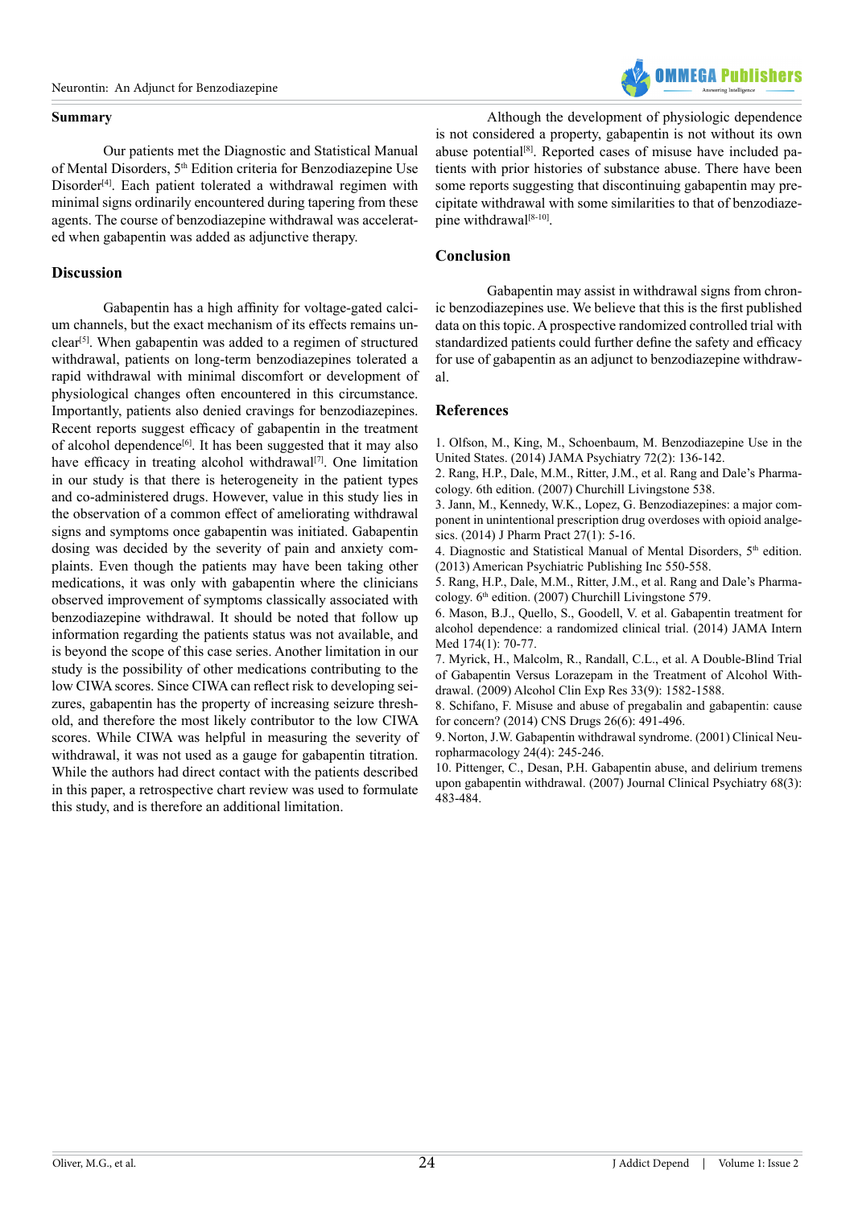## Summary

Our patients met the Diagnostic and Statistical Manual of Mental Disorders, 5th Edition criteria for Benzodiazepine Use Disorder[4]. Each patient tolerated a withdrawal regimen with minimal signs ordinarily encountered during tapering from these agents. The course of benzodiazepine withdrawal was accelerated when gabapentin was added as adjunctive therapy.

## Discussion

Gabapentin has a high affinity for voltage-gated calcium channels, but the exact mechanism of its effects remains unclear[5]. When gabapentin was added to a regimen of structured withdrawal, patients on long-term benzodiazepines tolerated a rapid withdrawal with minimal discomfort or development of physiological changes often encountered in this circumstance. Importantly, patients also denied cravings for benzodiazepines. Recent reports suggest efficacy of gabapentin in the treatment of alcohol dependence[6]. It has been suggested that it may also have efficacy in treating alcohol withdrawal[7]. One limitation in our study is that there is heterogeneity in the patient types and co-administered drugs. However, value in this study lies in the observation of a common effect of ameliorating withdrawal signs and symptoms once gabapentin was initiated. Gabapentin dosing was decided by the severity of pain and anxiety complaints. Even though the patients may have been taking other medications, it was only with gabapentin where the clinicians observed improvement of symptoms classically associated with benzodiazepine withdrawal. It should be noted that follow up information regarding the patients status was not available, and is beyond the scope of this case series. Another limitation in our study is the possibility of other medications contributing to the low CIWA scores. Since CIWA can reflect risk to developing seizures, gabapentin has the property of increasing seizure threshold, and therefore the most likely contributor to the low CIWA scores. While CIWA was helpful in measuring the severity of withdrawal, it was not used as a gauge for gabapentin titration. While the authors had direct contact with the patients described in this paper, a retrospective chart review was used to formulate this study, and is therefore an additional limitation.

Although the development of physiologic dependence is not considered a property, gabapentin is not without its own abuse potential[8]. Reported cases of misuse have included patients with prior histories of substance abuse. There have been some reports suggesting that discontinuing gabapentin may precipitate withdrawal with some similarities to that of benzodiazepine withdrawal[8-10].

## Conclusion

Gabapentin may assist in withdrawal signs from chronic benzodiazepines use. We believe that this is the first published data on this topic. A prospective randomized controlled trial with standardized patients could further define the safety and efficacy for use of gabapentin as an adjunct to benzodiazepine withdrawal.

## References

1. Olfson, M., King, M., Schoenbaum, M. Benzodiazepine Use in the United States. (2014) JAMA Psychiatry 72(2): 136-142.
2. Rang, H.P., Dale, M.M., Ritter, J.M., et al. Rang and Dale's Pharmacology. 6th edition. (2007) Churchill Livingstone 538.
3. Jann, M., Kennedy, W.K., Lopez, G. Benzodiazepines: a major component in unintentional prescription drug overdoses with opioid analgesics. (2014) J Pharm Pract 27(1): 5-16.
4. Diagnostic and Statistical Manual of Mental Disorders, 5th edition. (2013) American Psychiatric Publishing Inc 550-558.
5. Rang, H.P., Dale, M.M., Ritter, J.M., et al. Rang and Dale's Pharmacology. 6th edition. (2007) Churchill Livingstone 579.
6. Mason, B.J., Quello, S., Goodell, V. et al. Gabapentin treatment for alcohol dependence: a randomized clinical trial. (2014) JAMA Intern Med 174(1): 70-77.
7. Myrick, H., Malcolm, R., Randall, C.L., et al. A Double-Blind Trial of Gabapentin Versus Lorazepam in the Treatment of Alcohol Withdrawal. (2009) Alcohol Clin Exp Res 33(9): 1582-1588.
8. Schifano, F. Misuse and abuse of pregabalin and gabapentin: cause for concern? (2014) CNS Drugs 26(6): 491-496.
9. Norton, J.W. Gabapentin withdrawal syndrome. (2001) Clinical Neuropharmacology 24(4): 245-246.
10. Pittenger, C., Desan, P.H. Gabapentin abuse, and delirium tremens upon gabapentin withdrawal. (2007) Journal Clinical Psychiatry 68(3): 483-484.